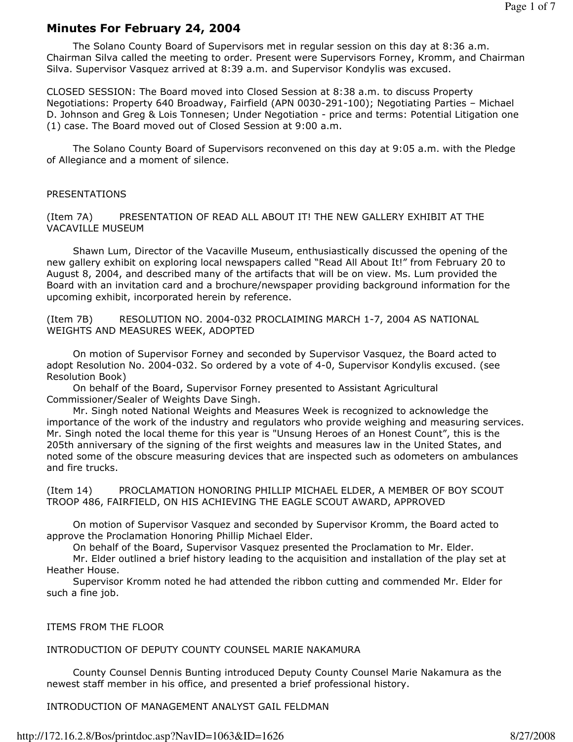# Minutes For February 24, 2004

The Solano County Board of Supervisors met in regular session on this day at 8:36 a.m. Chairman Silva called the meeting to order. Present were Supervisors Forney, Kromm, and Chairman Silva. Supervisor Vasquez arrived at 8:39 a.m. and Supervisor Kondylis was excused.

CLOSED SESSION: The Board moved into Closed Session at 8:38 a.m. to discuss Property Negotiations: Property 640 Broadway, Fairfield (APN 0030-291-100); Negotiating Parties – Michael D. Johnson and Greg & Lois Tonnesen; Under Negotiation - price and terms: Potential Litigation one (1) case. The Board moved out of Closed Session at 9:00 a.m.

The Solano County Board of Supervisors reconvened on this day at 9:05 a.m. with the Pledge of Allegiance and a moment of silence.

PRESENTATIONS

(Item 7A) PRESENTATION OF READ ALL ABOUT IT! THE NEW GALLERY EXHIBIT AT THE VACAVILLE MUSEUM

Shawn Lum, Director of the Vacaville Museum, enthusiastically discussed the opening of the new gallery exhibit on exploring local newspapers called "Read All About It!" from February 20 to August 8, 2004, and described many of the artifacts that will be on view. Ms. Lum provided the Board with an invitation card and a brochure/newspaper providing background information for the upcoming exhibit, incorporated herein by reference.

(Item 7B) RESOLUTION NO. 2004-032 PROCLAIMING MARCH 1-7, 2004 AS NATIONAL WEIGHTS AND MEASURES WEEK, ADOPTED

On motion of Supervisor Forney and seconded by Supervisor Vasquez, the Board acted to adopt Resolution No. 2004-032. So ordered by a vote of 4-0, Supervisor Kondylis excused. (see Resolution Book)

On behalf of the Board, Supervisor Forney presented to Assistant Agricultural Commissioner/Sealer of Weights Dave Singh.

Mr. Singh noted National Weights and Measures Week is recognized to acknowledge the importance of the work of the industry and regulators who provide weighing and measuring services. Mr. Singh noted the local theme for this year is "Unsung Heroes of an Honest Count", this is the 205th anniversary of the signing of the first weights and measures law in the United States, and noted some of the obscure measuring devices that are inspected such as odometers on ambulances and fire trucks.

(Item 14) PROCLAMATION HONORING PHILLIP MICHAEL ELDER, A MEMBER OF BOY SCOUT TROOP 486, FAIRFIELD, ON HIS ACHIEVING THE EAGLE SCOUT AWARD, APPROVED

On motion of Supervisor Vasquez and seconded by Supervisor Kromm, the Board acted to approve the Proclamation Honoring Phillip Michael Elder.

On behalf of the Board, Supervisor Vasquez presented the Proclamation to Mr. Elder.

Mr. Elder outlined a brief history leading to the acquisition and installation of the play set at Heather House.

Supervisor Kromm noted he had attended the ribbon cutting and commended Mr. Elder for such a fine job.

ITEMS FROM THE FLOOR

INTRODUCTION OF DEPUTY COUNTY COUNSEL MARIE NAKAMURA

County Counsel Dennis Bunting introduced Deputy County Counsel Marie Nakamura as the newest staff member in his office, and presented a brief professional history.

INTRODUCTION OF MANAGEMENT ANALYST GAIL FELDMAN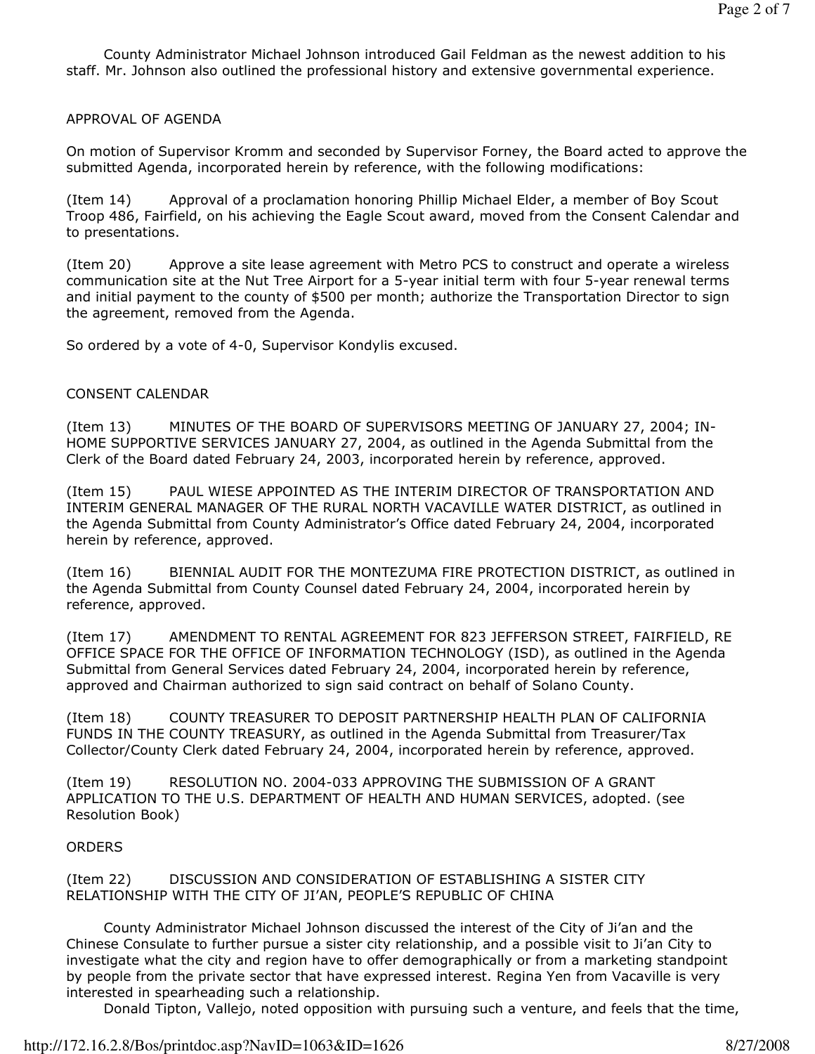County Administrator Michael Johnson introduced Gail Feldman as the newest addition to his staff. Mr. Johnson also outlined the professional history and extensive governmental experience.

APPROVAL OF AGENDA

On motion of Supervisor Kromm and seconded by Supervisor Forney, the Board acted to approve the submitted Agenda, incorporated herein by reference, with the following modifications:

(Item 14) Approval of a proclamation honoring Phillip Michael Elder, a member of Boy Scout Troop 486, Fairfield, on his achieving the Eagle Scout award, moved from the Consent Calendar and to presentations.

(Item 20) Approve a site lease agreement with Metro PCS to construct and operate a wireless communication site at the Nut Tree Airport for a 5-year initial term with four 5-year renewal terms and initial payment to the county of $500 per month; authorize the Transportation Director to sign the agreement, removed from the Agenda.

So ordered by a vote of 4-0, Supervisor Kondylis excused.

CONSENT CALENDAR

(Item 13) MINUTES OF THE BOARD OF SUPERVISORS MEETING OF JANUARY 27, 2004; IN-HOME SUPPORTIVE SERVICES JANUARY 27, 2004, as outlined in the Agenda Submittal from the Clerk of the Board dated February 24, 2003, incorporated herein by reference, approved.

(Item 15) PAUL WIESE APPOINTED AS THE INTERIM DIRECTOR OF TRANSPORTATION AND INTERIM GENERAL MANAGER OF THE RURAL NORTH VACAVILLE WATER DISTRICT, as outlined in the Agenda Submittal from County Administrator's Office dated February 24, 2004, incorporated herein by reference, approved.

(Item 16) BIENNIAL AUDIT FOR THE MONTEZUMA FIRE PROTECTION DISTRICT, as outlined in the Agenda Submittal from County Counsel dated February 24, 2004, incorporated herein by reference, approved.

(Item 17) AMENDMENT TO RENTAL AGREEMENT FOR 823 JEFFERSON STREET, FAIRFIELD, RE OFFICE SPACE FOR THE OFFICE OF INFORMATION TECHNOLOGY (ISD), as outlined in the Agenda Submittal from General Services dated February 24, 2004, incorporated herein by reference, approved and Chairman authorized to sign said contract on behalf of Solano County.

(Item 18) COUNTY TREASURER TO DEPOSIT PARTNERSHIP HEALTH PLAN OF CALIFORNIA FUNDS IN THE COUNTY TREASURY, as outlined in the Agenda Submittal from Treasurer/Tax Collector/County Clerk dated February 24, 2004, incorporated herein by reference, approved.

(Item 19) RESOLUTION NO. 2004-033 APPROVING THE SUBMISSION OF A GRANT APPLICATION TO THE U.S. DEPARTMENT OF HEALTH AND HUMAN SERVICES, adopted. (see Resolution Book)

ORDERS

(Item 22) DISCUSSION AND CONSIDERATION OF ESTABLISHING A SISTER CITY RELATIONSHIP WITH THE CITY OF JI'AN, PEOPLE'S REPUBLIC OF CHINA

County Administrator Michael Johnson discussed the interest of the City of Ji'an and the Chinese Consulate to further pursue a sister city relationship, and a possible visit to Ji'an City to investigate what the city and region have to offer demographically or from a marketing standpoint by people from the private sector that have expressed interest. Regina Yen from Vacaville is very interested in spearheading such a relationship.

Donald Tipton, Vallejo, noted opposition with pursuing such a venture, and feels that the time,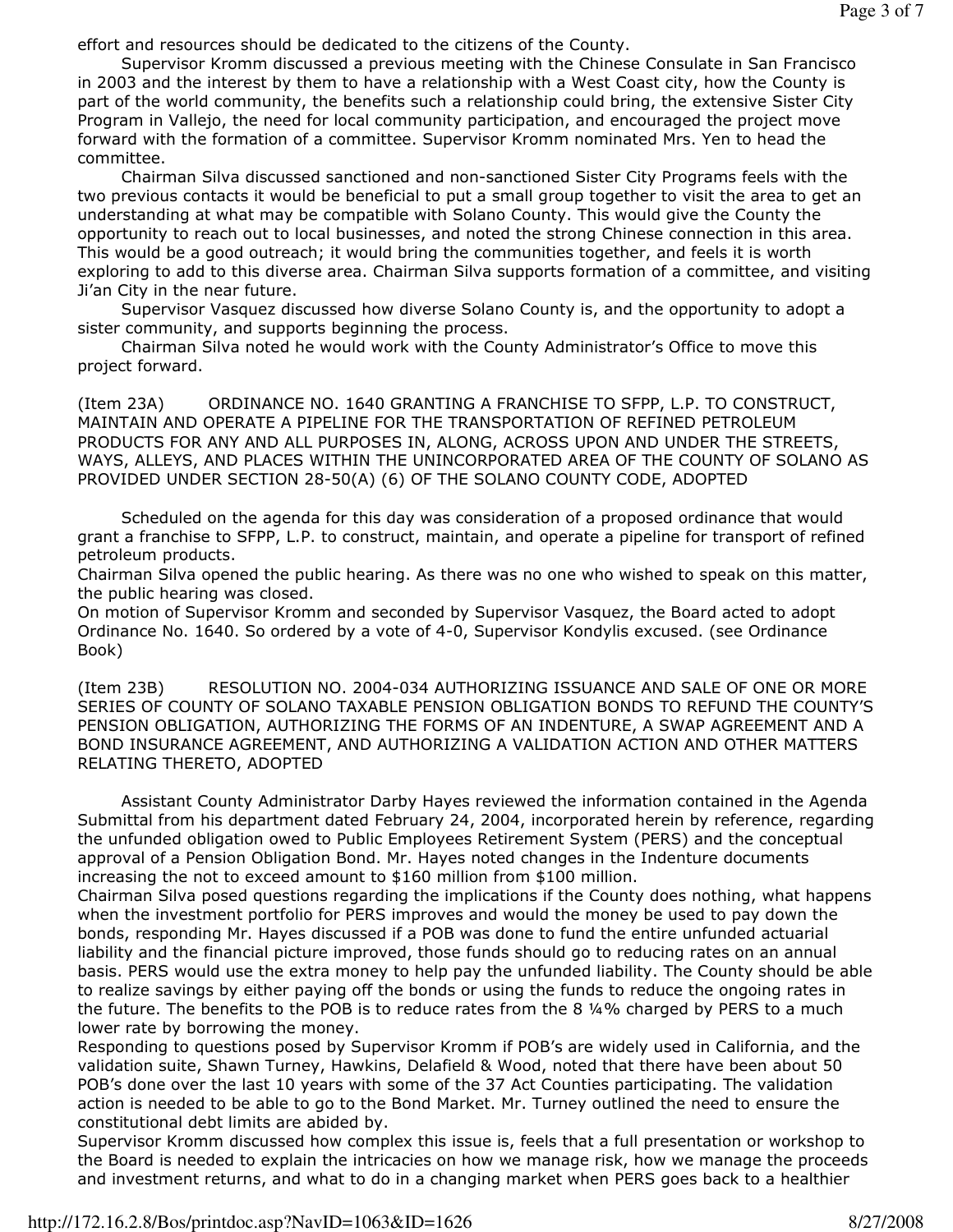effort and resources should be dedicated to the citizens of the County.

Supervisor Kromm discussed a previous meeting with the Chinese Consulate in San Francisco in 2003 and the interest by them to have a relationship with a West Coast city, how the County is part of the world community, the benefits such a relationship could bring, the extensive Sister City Program in Vallejo, the need for local community participation, and encouraged the project move forward with the formation of a committee. Supervisor Kromm nominated Mrs. Yen to head the committee.

Chairman Silva discussed sanctioned and non-sanctioned Sister City Programs feels with the two previous contacts it would be beneficial to put a small group together to visit the area to get an understanding at what may be compatible with Solano County. This would give the County the opportunity to reach out to local businesses, and noted the strong Chinese connection in this area. This would be a good outreach; it would bring the communities together, and feels it is worth exploring to add to this diverse area. Chairman Silva supports formation of a committee, and visiting Ji'an City in the near future.

Supervisor Vasquez discussed how diverse Solano County is, and the opportunity to adopt a sister community, and supports beginning the process.

Chairman Silva noted he would work with the County Administrator's Office to move this project forward.

(Item 23A) ORDINANCE NO. 1640 GRANTING A FRANCHISE TO SFPP, L.P. TO CONSTRUCT, MAINTAIN AND OPERATE A PIPELINE FOR THE TRANSPORTATION OF REFINED PETROLEUM PRODUCTS FOR ANY AND ALL PURPOSES IN, ALONG, ACROSS UPON AND UNDER THE STREETS, WAYS, ALLEYS, AND PLACES WITHIN THE UNINCORPORATED AREA OF THE COUNTY OF SOLANO AS PROVIDED UNDER SECTION 28-50(A) (6) OF THE SOLANO COUNTY CODE, ADOPTED

Scheduled on the agenda for this day was consideration of a proposed ordinance that would grant a franchise to SFPP, L.P. to construct, maintain, and operate a pipeline for transport of refined petroleum products.

Chairman Silva opened the public hearing. As there was no one who wished to speak on this matter, the public hearing was closed.

On motion of Supervisor Kromm and seconded by Supervisor Vasquez, the Board acted to adopt Ordinance No. 1640. So ordered by a vote of 4-0, Supervisor Kondylis excused. (see Ordinance Book)

(Item 23B) RESOLUTION NO. 2004-034 AUTHORIZING ISSUANCE AND SALE OF ONE OR MORE SERIES OF COUNTY OF SOLANO TAXABLE PENSION OBLIGATION BONDS TO REFUND THE COUNTY'S PENSION OBLIGATION, AUTHORIZING THE FORMS OF AN INDENTURE, A SWAP AGREEMENT AND A BOND INSURANCE AGREEMENT, AND AUTHORIZING A VALIDATION ACTION AND OTHER MATTERS RELATING THERETO, ADOPTED

Assistant County Administrator Darby Hayes reviewed the information contained in the Agenda Submittal from his department dated February 24, 2004, incorporated herein by reference, regarding the unfunded obligation owed to Public Employees Retirement System (PERS) and the conceptual approval of a Pension Obligation Bond. Mr. Hayes noted changes in the Indenture documents increasing the not to exceed amount to $160 million from $100 million.

Chairman Silva posed questions regarding the implications if the County does nothing, what happens when the investment portfolio for PERS improves and would the money be used to pay down the bonds, responding Mr. Hayes discussed if a POB was done to fund the entire unfunded actuarial liability and the financial picture improved, those funds should go to reducing rates on an annual basis. PERS would use the extra money to help pay the unfunded liability. The County should be able to realize savings by either paying off the bonds or using the funds to reduce the ongoing rates in the future. The benefits to the POB is to reduce rates from the 8 ¼% charged by PERS to a much lower rate by borrowing the money.

Responding to questions posed by Supervisor Kromm if POB's are widely used in California, and the validation suite, Shawn Turney, Hawkins, Delafield & Wood, noted that there have been about 50 POB's done over the last 10 years with some of the 37 Act Counties participating. The validation action is needed to be able to go to the Bond Market. Mr. Turney outlined the need to ensure the constitutional debt limits are abided by.

Supervisor Kromm discussed how complex this issue is, feels that a full presentation or workshop to the Board is needed to explain the intricacies on how we manage risk, how we manage the proceeds and investment returns, and what to do in a changing market when PERS goes back to a healthier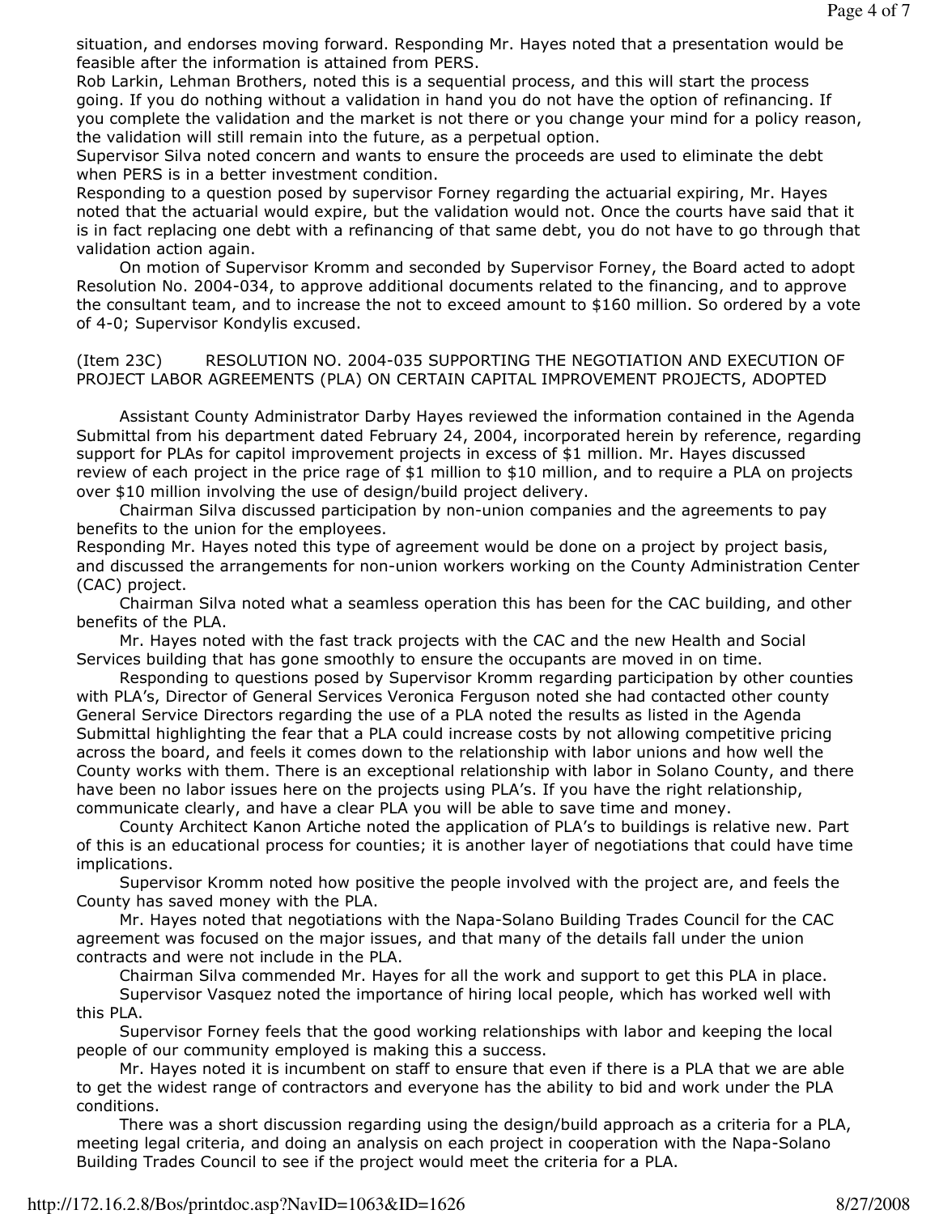situation, and endorses moving forward. Responding Mr. Hayes noted that a presentation would be feasible after the information is attained from PERS.

Rob Larkin, Lehman Brothers, noted this is a sequential process, and this will start the process going. If you do nothing without a validation in hand you do not have the option of refinancing. If you complete the validation and the market is not there or you change your mind for a policy reason, the validation will still remain into the future, as a perpetual option.

Supervisor Silva noted concern and wants to ensure the proceeds are used to eliminate the debt when PERS is in a better investment condition.

Responding to a question posed by supervisor Forney regarding the actuarial expiring, Mr. Hayes noted that the actuarial would expire, but the validation would not. Once the courts have said that it is in fact replacing one debt with a refinancing of that same debt, you do not have to go through that validation action again.

On motion of Supervisor Kromm and seconded by Supervisor Forney, the Board acted to adopt Resolution No. 2004-034, to approve additional documents related to the financing, and to approve the consultant team, and to increase the not to exceed amount to $160 million. So ordered by a vote of 4-0; Supervisor Kondylis excused.

(Item 23C) RESOLUTION NO. 2004-035 SUPPORTING THE NEGOTIATION AND EXECUTION OF PROJECT LABOR AGREEMENTS (PLA) ON CERTAIN CAPITAL IMPROVEMENT PROJECTS, ADOPTED

Assistant County Administrator Darby Hayes reviewed the information contained in the Agenda Submittal from his department dated February 24, 2004, incorporated herein by reference, regarding support for PLAs for capitol improvement projects in excess of $1 million. Mr. Hayes discussed review of each project in the price rage of $1 million to $10 million, and to require a PLA on projects over $10 million involving the use of design/build project delivery.

Chairman Silva discussed participation by non-union companies and the agreements to pay benefits to the union for the employees.

Responding Mr. Hayes noted this type of agreement would be done on a project by project basis, and discussed the arrangements for non-union workers working on the County Administration Center (CAC) project.

Chairman Silva noted what a seamless operation this has been for the CAC building, and other benefits of the PLA.

Mr. Hayes noted with the fast track projects with the CAC and the new Health and Social Services building that has gone smoothly to ensure the occupants are moved in on time.

Responding to questions posed by Supervisor Kromm regarding participation by other counties with PLA's, Director of General Services Veronica Ferguson noted she had contacted other county General Service Directors regarding the use of a PLA noted the results as listed in the Agenda Submittal highlighting the fear that a PLA could increase costs by not allowing competitive pricing across the board, and feels it comes down to the relationship with labor unions and how well the County works with them. There is an exceptional relationship with labor in Solano County, and there have been no labor issues here on the projects using PLA's. If you have the right relationship, communicate clearly, and have a clear PLA you will be able to save time and money.

County Architect Kanon Artiche noted the application of PLA's to buildings is relative new. Part of this is an educational process for counties; it is another layer of negotiations that could have time implications.

Supervisor Kromm noted how positive the people involved with the project are, and feels the County has saved money with the PLA.

Mr. Hayes noted that negotiations with the Napa-Solano Building Trades Council for the CAC agreement was focused on the major issues, and that many of the details fall under the union contracts and were not include in the PLA.

Chairman Silva commended Mr. Hayes for all the work and support to get this PLA in place.

Supervisor Vasquez noted the importance of hiring local people, which has worked well with this PLA.

Supervisor Forney feels that the good working relationships with labor and keeping the local people of our community employed is making this a success.

Mr. Hayes noted it is incumbent on staff to ensure that even if there is a PLA that we are able to get the widest range of contractors and everyone has the ability to bid and work under the PLA conditions.

There was a short discussion regarding using the design/build approach as a criteria for a PLA, meeting legal criteria, and doing an analysis on each project in cooperation with the Napa-Solano Building Trades Council to see if the project would meet the criteria for a PLA.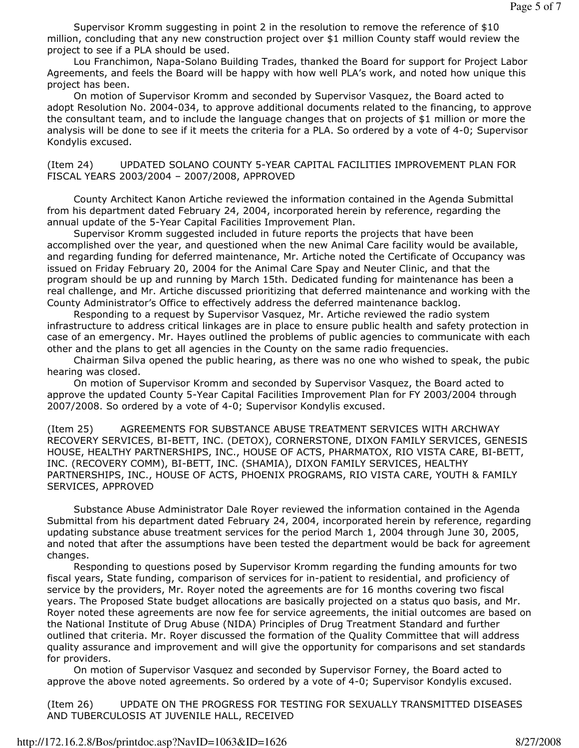Supervisor Kromm suggesting in point 2 in the resolution to remove the reference of $10 million, concluding that any new construction project over $1 million County staff would review the project to see if a PLA should be used.

Lou Franchimon, Napa-Solano Building Trades, thanked the Board for support for Project Labor Agreements, and feels the Board will be happy with how well PLA's work, and noted how unique this project has been.

On motion of Supervisor Kromm and seconded by Supervisor Vasquez, the Board acted to adopt Resolution No. 2004-034, to approve additional documents related to the financing, to approve the consultant team, and to include the language changes that on projects of $1 million or more the analysis will be done to see if it meets the criteria for a PLA. So ordered by a vote of 4-0; Supervisor Kondylis excused.

(Item 24) UPDATED SOLANO COUNTY 5-YEAR CAPITAL FACILITIES IMPROVEMENT PLAN FOR FISCAL YEARS 2003/2004 – 2007/2008, APPROVED

County Architect Kanon Artiche reviewed the information contained in the Agenda Submittal from his department dated February 24, 2004, incorporated herein by reference, regarding the annual update of the 5-Year Capital Facilities Improvement Plan.

Supervisor Kromm suggested included in future reports the projects that have been accomplished over the year, and questioned when the new Animal Care facility would be available, and regarding funding for deferred maintenance, Mr. Artiche noted the Certificate of Occupancy was issued on Friday February 20, 2004 for the Animal Care Spay and Neuter Clinic, and that the program should be up and running by March 15th. Dedicated funding for maintenance has been a real challenge, and Mr. Artiche discussed prioritizing that deferred maintenance and working with the County Administrator's Office to effectively address the deferred maintenance backlog.

Responding to a request by Supervisor Vasquez, Mr. Artiche reviewed the radio system infrastructure to address critical linkages are in place to ensure public health and safety protection in case of an emergency. Mr. Hayes outlined the problems of public agencies to communicate with each other and the plans to get all agencies in the County on the same radio frequencies.

Chairman Silva opened the public hearing, as there was no one who wished to speak, the pubic hearing was closed.

On motion of Supervisor Kromm and seconded by Supervisor Vasquez, the Board acted to approve the updated County 5-Year Capital Facilities Improvement Plan for FY 2003/2004 through 2007/2008. So ordered by a vote of 4-0; Supervisor Kondylis excused.

(Item 25) AGREEMENTS FOR SUBSTANCE ABUSE TREATMENT SERVICES WITH ARCHWAY RECOVERY SERVICES, BI-BETT, INC. (DETOX), CORNERSTONE, DIXON FAMILY SERVICES, GENESIS HOUSE, HEALTHY PARTNERSHIPS, INC., HOUSE OF ACTS, PHARMATOX, RIO VISTA CARE, BI-BETT, INC. (RECOVERY COMM), BI-BETT, INC. (SHAMIA), DIXON FAMILY SERVICES, HEALTHY PARTNERSHIPS, INC., HOUSE OF ACTS, PHOENIX PROGRAMS, RIO VISTA CARE, YOUTH & FAMILY SERVICES, APPROVED

Substance Abuse Administrator Dale Royer reviewed the information contained in the Agenda Submittal from his department dated February 24, 2004, incorporated herein by reference, regarding updating substance abuse treatment services for the period March 1, 2004 through June 30, 2005, and noted that after the assumptions have been tested the department would be back for agreement changes.

Responding to questions posed by Supervisor Kromm regarding the funding amounts for two fiscal years, State funding, comparison of services for in-patient to residential, and proficiency of service by the providers, Mr. Royer noted the agreements are for 16 months covering two fiscal years. The Proposed State budget allocations are basically projected on a status quo basis, and Mr. Royer noted these agreements are now fee for service agreements, the initial outcomes are based on the National Institute of Drug Abuse (NIDA) Principles of Drug Treatment Standard and further outlined that criteria. Mr. Royer discussed the formation of the Quality Committee that will address quality assurance and improvement and will give the opportunity for comparisons and set standards for providers.

On motion of Supervisor Vasquez and seconded by Supervisor Forney, the Board acted to approve the above noted agreements. So ordered by a vote of 4-0; Supervisor Kondylis excused.

(Item 26) UPDATE ON THE PROGRESS FOR TESTING FOR SEXUALLY TRANSMITTED DISEASES AND TUBERCULOSIS AT JUVENILE HALL, RECEIVED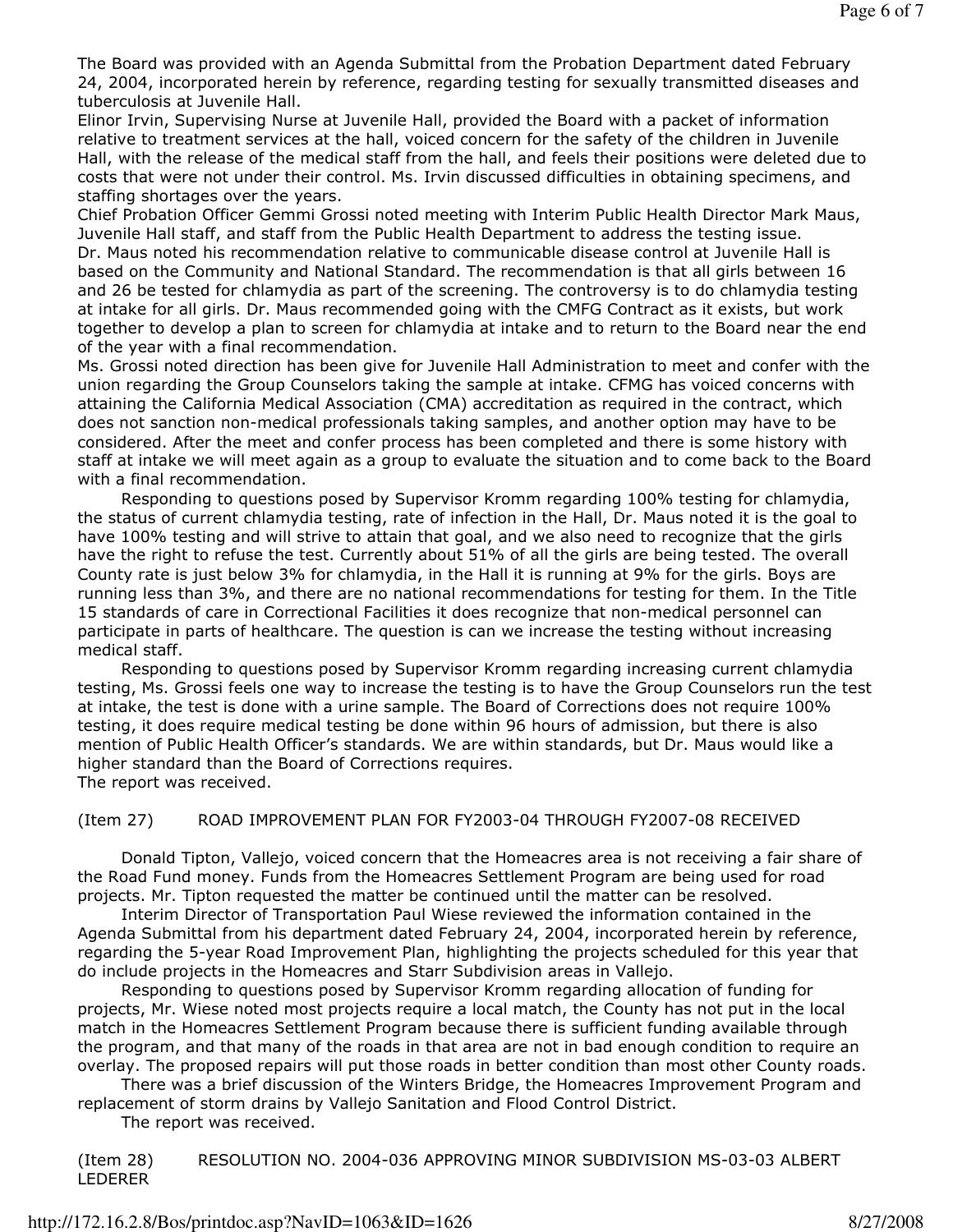The Board was provided with an Agenda Submittal from the Probation Department dated February 24, 2004, incorporated herein by reference, regarding testing for sexually transmitted diseases and tuberculosis at Juvenile Hall.

Elinor Irvin, Supervising Nurse at Juvenile Hall, provided the Board with a packet of information relative to treatment services at the hall, voiced concern for the safety of the children in Juvenile Hall, with the release of the medical staff from the hall, and feels their positions were deleted due to costs that were not under their control. Ms. Irvin discussed difficulties in obtaining specimens, and staffing shortages over the years.

Chief Probation Officer Gemmi Grossi noted meeting with Interim Public Health Director Mark Maus, Juvenile Hall staff, and staff from the Public Health Department to address the testing issue.

Dr. Maus noted his recommendation relative to communicable disease control at Juvenile Hall is based on the Community and National Standard. The recommendation is that all girls between 16 and 26 be tested for chlamydia as part of the screening. The controversy is to do chlamydia testing at intake for all girls. Dr. Maus recommended going with the CMFG Contract as it exists, but work together to develop a plan to screen for chlamydia at intake and to return to the Board near the end of the year with a final recommendation.

Ms. Grossi noted direction has been give for Juvenile Hall Administration to meet and confer with the union regarding the Group Counselors taking the sample at intake. CFMG has voiced concerns with attaining the California Medical Association (CMA) accreditation as required in the contract, which does not sanction non-medical professionals taking samples, and another option may have to be considered. After the meet and confer process has been completed and there is some history with staff at intake we will meet again as a group to evaluate the situation and to come back to the Board with a final recommendation.

Responding to questions posed by Supervisor Kromm regarding 100% testing for chlamydia, the status of current chlamydia testing, rate of infection in the Hall, Dr. Maus noted it is the goal to have 100% testing and will strive to attain that goal, and we also need to recognize that the girls have the right to refuse the test. Currently about 51% of all the girls are being tested. The overall County rate is just below 3% for chlamydia, in the Hall it is running at 9% for the girls. Boys are running less than 3%, and there are no national recommendations for testing for them. In the Title 15 standards of care in Correctional Facilities it does recognize that non-medical personnel can participate in parts of healthcare. The question is can we increase the testing without increasing medical staff.

Responding to questions posed by Supervisor Kromm regarding increasing current chlamydia testing, Ms. Grossi feels one way to increase the testing is to have the Group Counselors run the test at intake, the test is done with a urine sample. The Board of Corrections does not require 100% testing, it does require medical testing be done within 96 hours of admission, but there is also mention of Public Health Officer's standards. We are within standards, but Dr. Maus would like a higher standard than the Board of Corrections requires.

The report was received.

(Item 27) ROAD IMPROVEMENT PLAN FOR FY2003-04 THROUGH FY2007-08 RECEIVED

Donald Tipton, Vallejo, voiced concern that the Homeacres area is not receiving a fair share of the Road Fund money. Funds from the Homeacres Settlement Program are being used for road projects. Mr. Tipton requested the matter be continued until the matter can be resolved.

Interim Director of Transportation Paul Wiese reviewed the information contained in the Agenda Submittal from his department dated February 24, 2004, incorporated herein by reference, regarding the 5-year Road Improvement Plan, highlighting the projects scheduled for this year that do include projects in the Homeacres and Starr Subdivision areas in Vallejo.

Responding to questions posed by Supervisor Kromm regarding allocation of funding for projects, Mr. Wiese noted most projects require a local match, the County has not put in the local match in the Homeacres Settlement Program because there is sufficient funding available through the program, and that many of the roads in that area are not in bad enough condition to require an overlay. The proposed repairs will put those roads in better condition than most other County roads.

There was a brief discussion of the Winters Bridge, the Homeacres Improvement Program and replacement of storm drains by Vallejo Sanitation and Flood Control District.

The report was received.

(Item 28) RESOLUTION NO. 2004-036 APPROVING MINOR SUBDIVISION MS-03-03 ALBERT LEDERER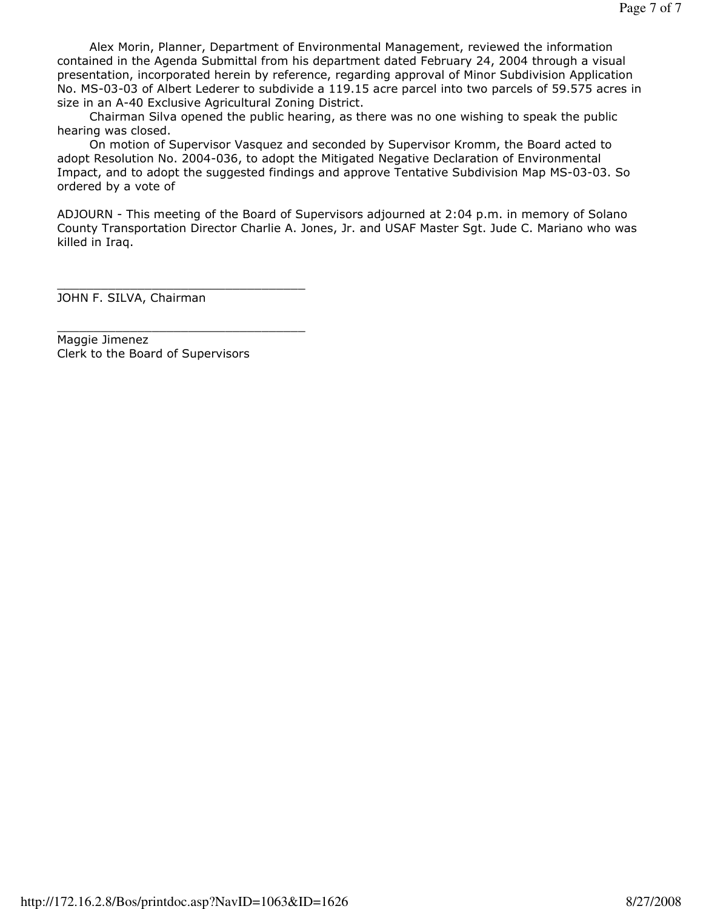Alex Morin, Planner, Department of Environmental Management, reviewed the information contained in the Agenda Submittal from his department dated February 24, 2004 through a visual presentation, incorporated herein by reference, regarding approval of Minor Subdivision Application No. MS-03-03 of Albert Lederer to subdivide a 119.15 acre parcel into two parcels of 59.575 acres in size in an A-40 Exclusive Agricultural Zoning District.

Chairman Silva opened the public hearing, as there was no one wishing to speak the public hearing was closed.

On motion of Supervisor Vasquez and seconded by Supervisor Kromm, the Board acted to adopt Resolution No. 2004-036, to adopt the Mitigated Negative Declaration of Environmental Impact, and to adopt the suggested findings and approve Tentative Subdivision Map MS-03-03. So ordered by a vote of

ADJOURN - This meeting of the Board of Supervisors adjourned at 2:04 p.m. in memory of Solano County Transportation Director Charlie A. Jones, Jr. and USAF Master Sgt. Jude C. Mariano who was killed in Iraq.

___________________________________
JOHN F. SILVA, Chairman

___________________________________
Maggie Jimenez
Clerk to the Board of Supervisors